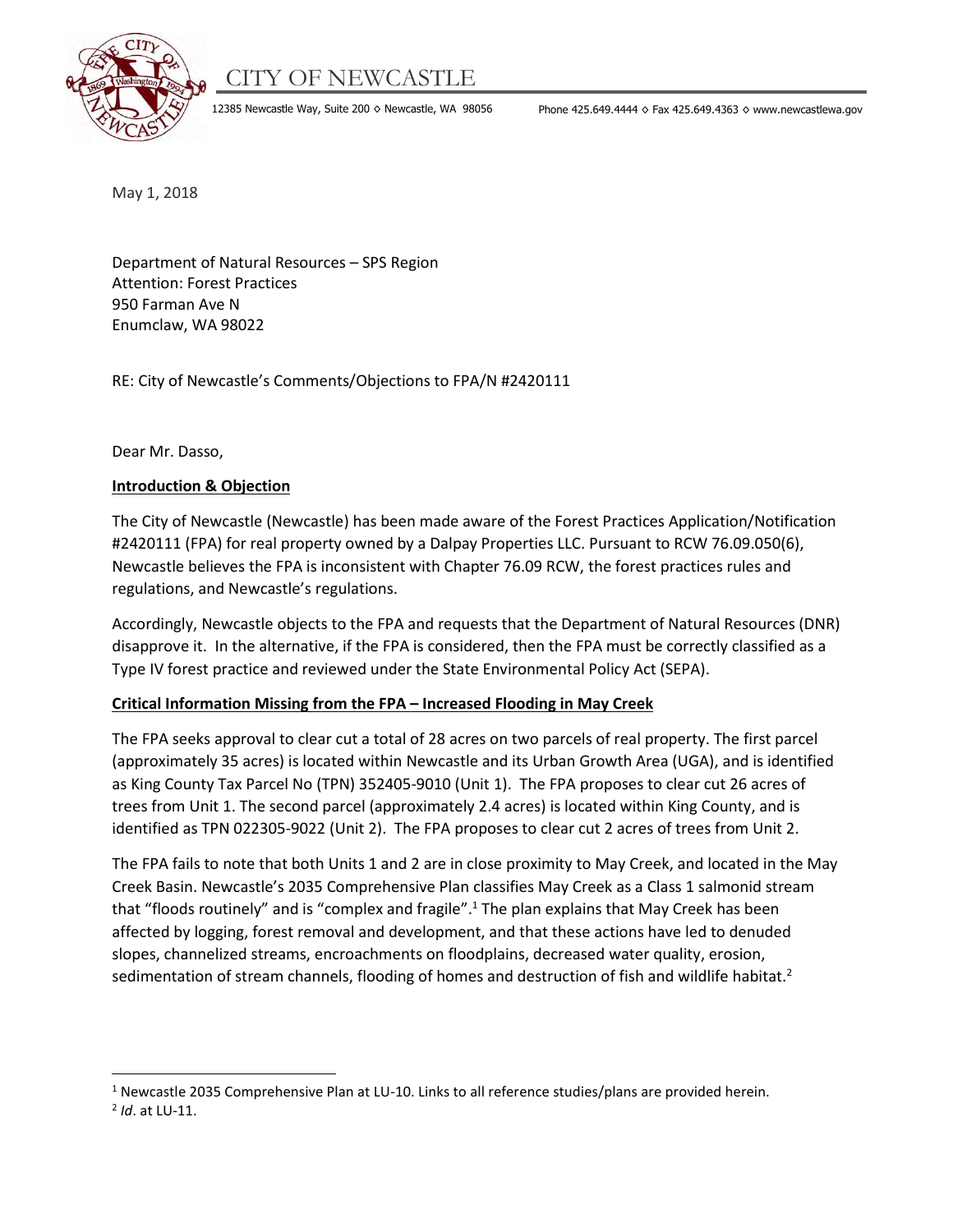CITY OF NEWCASTLE

12385 Newcastle Way, Suite 200 ◇ Newcastle, WA 98056 Phone 425.649.4444 ◇ Fax 425.649.4363 ◇ www.newcastlewa.gov

May 1, 2018

Department of Natural Resources – SPS Region
Attention: Forest Practices
950 Farman Ave N
Enumclaw, WA 98022

RE: City of Newcastle's Comments/Objections to FPA/N #2420111

Dear Mr. Dasso,

**Introduction & Objection**

The City of Newcastle (Newcastle) has been made aware of the Forest Practices Application/Notification #2420111 (FPA) for real property owned by a Dalpay Properties LLC. Pursuant to RCW 76.09.050(6), Newcastle believes the FPA is inconsistent with Chapter 76.09 RCW, the forest practices rules and regulations, and Newcastle's regulations.

Accordingly, Newcastle objects to the FPA and requests that the Department of Natural Resources (DNR) disapprove it. In the alternative, if the FPA is considered, then the FPA must be correctly classified as a Type IV forest practice and reviewed under the State Environmental Policy Act (SEPA).

**Critical Information Missing from the FPA – Increased Flooding in May Creek**

The FPA seeks approval to clear cut a total of 28 acres on two parcels of real property. The first parcel (approximately 35 acres) is located within Newcastle and its Urban Growth Area (UGA), and is identified as King County Tax Parcel No (TPN) 352405-9010 (Unit 1). The FPA proposes to clear cut 26 acres of trees from Unit 1. The second parcel (approximately 2.4 acres) is located within King County, and is identified as TPN 022305-9022 (Unit 2). The FPA proposes to clear cut 2 acres of trees from Unit 2.

The FPA fails to note that both Units 1 and 2 are in close proximity to May Creek, and located in the May Creek Basin. Newcastle's 2035 Comprehensive Plan classifies May Creek as a Class 1 salmonid stream that "floods routinely" and is "complex and fragile".[1] The plan explains that May Creek has been affected by logging, forest removal and development, and that these actions have led to denuded slopes, channelized streams, encroachments on floodplains, decreased water quality, erosion, sedimentation of stream channels, flooding of homes and destruction of fish and wildlife habitat.[2]

[1] Newcastle 2035 Comprehensive Plan at LU-10. Links to all reference studies/plans are provided herein.
[2] *Id*. at LU-11.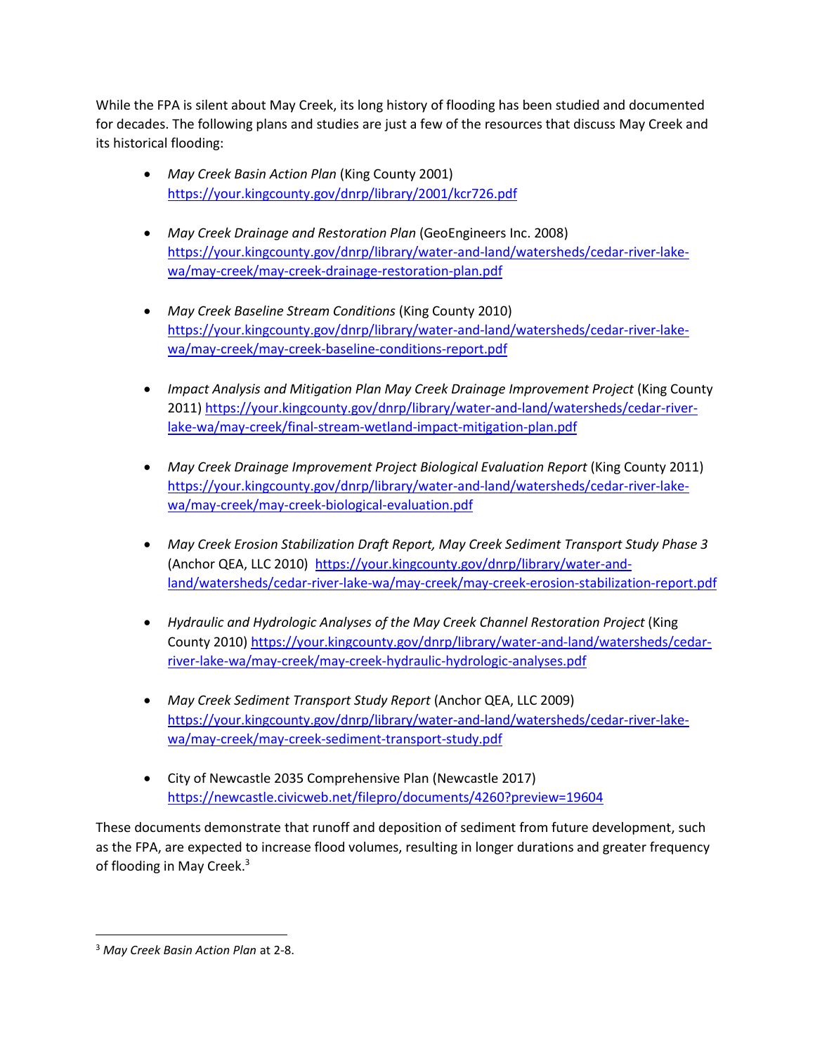While the FPA is silent about May Creek, its long history of flooding has been studied and documented for decades. The following plans and studies are just a few of the resources that discuss May Creek and its historical flooding:

- *May Creek Basin Action Plan* (King County 2001) https://your.kingcounty.gov/dnrp/library/2001/kcr726.pdf

- *May Creek Drainage and Restoration Plan* (GeoEngineers Inc. 2008) https://your.kingcounty.gov/dnrp/library/water-and-land/watersheds/cedar-river-lake-wa/may-creek/may-creek-drainage-restoration-plan.pdf

- *May Creek Baseline Stream Conditions* (King County 2010) https://your.kingcounty.gov/dnrp/library/water-and-land/watersheds/cedar-river-lake-wa/may-creek/may-creek-baseline-conditions-report.pdf

- *Impact Analysis and Mitigation Plan May Creek Drainage Improvement Project* (King County 2011) https://your.kingcounty.gov/dnrp/library/water-and-land/watersheds/cedar-river-lake-wa/may-creek/final-stream-wetland-impact-mitigation-plan.pdf

- *May Creek Drainage Improvement Project Biological Evaluation Report* (King County 2011) https://your.kingcounty.gov/dnrp/library/water-and-land/watersheds/cedar-river-lake-wa/may-creek/may-creek-biological-evaluation.pdf

- *May Creek Erosion Stabilization Draft Report, May Creek Sediment Transport Study Phase 3* (Anchor QEA, LLC 2010) https://your.kingcounty.gov/dnrp/library/water-and-land/watersheds/cedar-river-lake-wa/may-creek/may-creek-erosion-stabilization-report.pdf

- *Hydraulic and Hydrologic Analyses of the May Creek Channel Restoration Project* (King County 2010) https://your.kingcounty.gov/dnrp/library/water-and-land/watersheds/cedar-river-lake-wa/may-creek/may-creek-hydraulic-hydrologic-analyses.pdf

- *May Creek Sediment Transport Study Report* (Anchor QEA, LLC 2009) https://your.kingcounty.gov/dnrp/library/water-and-land/watersheds/cedar-river-lake-wa/may-creek/may-creek-sediment-transport-study.pdf

- City of Newcastle 2035 Comprehensive Plan (Newcastle 2017) https://newcastle.civicweb.net/filepro/documents/4260?preview=19604

These documents demonstrate that runoff and deposition of sediment from future development, such as the FPA, are expected to increase flood volumes, resulting in longer durations and greater frequency of flooding in May Creek.[3]

[3] *May Creek Basin Action Plan* at 2-8.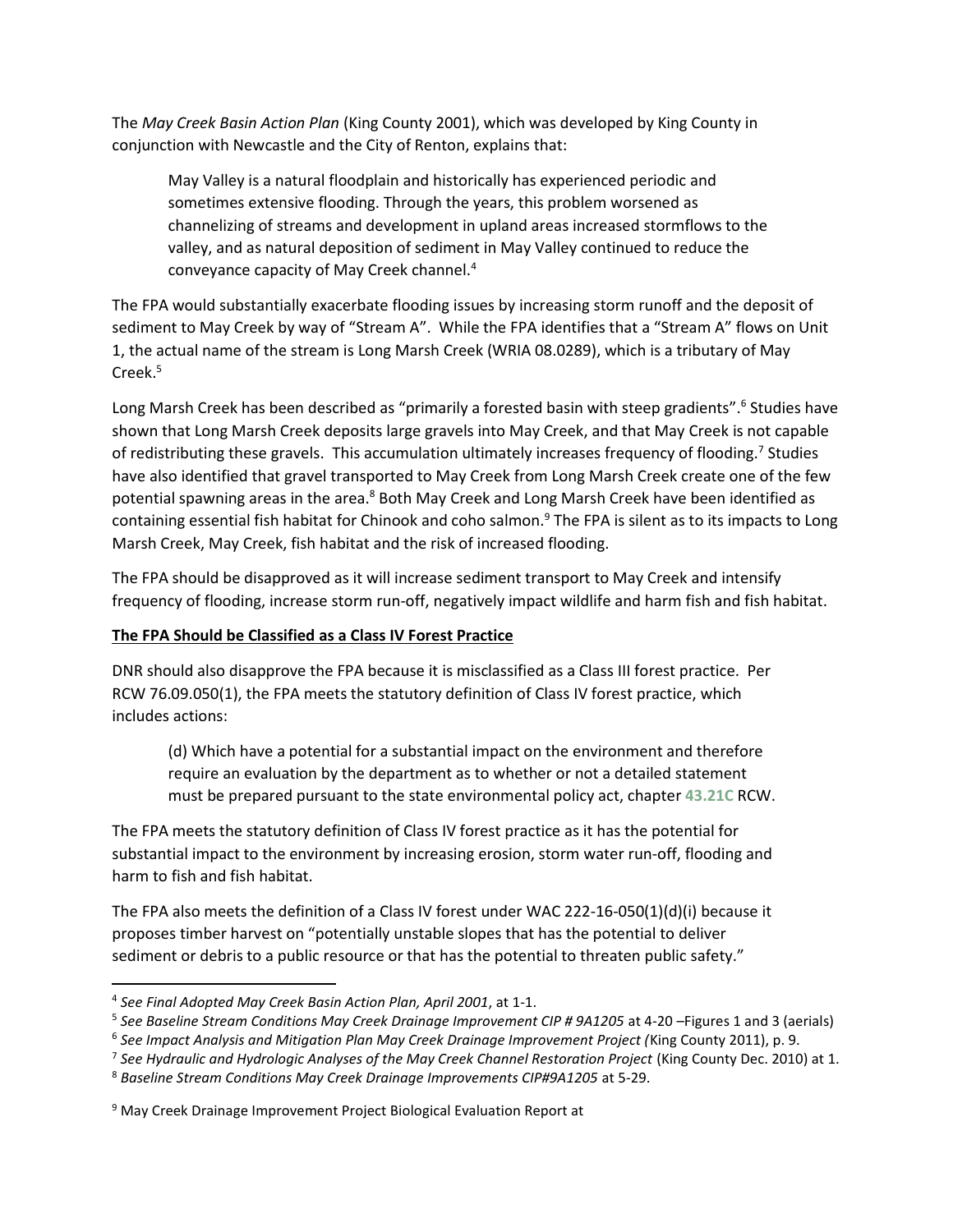The *May Creek Basin Action Plan* (King County 2001), which was developed by King County in conjunction with Newcastle and the City of Renton, explains that:

> May Valley is a natural floodplain and historically has experienced periodic and sometimes extensive flooding. Through the years, this problem worsened as channelizing of streams and development in upland areas increased stormflows to the valley, and as natural deposition of sediment in May Valley continued to reduce the conveyance capacity of May Creek channel.[4]

The FPA would substantially exacerbate flooding issues by increasing storm runoff and the deposit of sediment to May Creek by way of "Stream A". While the FPA identifies that a "Stream A" flows on Unit 1, the actual name of the stream is Long Marsh Creek (WRIA 08.0289), which is a tributary of May Creek.[5]

Long Marsh Creek has been described as "primarily a forested basin with steep gradients".[6] Studies have shown that Long Marsh Creek deposits large gravels into May Creek, and that May Creek is not capable of redistributing these gravels. This accumulation ultimately increases frequency of flooding.[7] Studies have also identified that gravel transported to May Creek from Long Marsh Creek create one of the few potential spawning areas in the area.[8] Both May Creek and Long Marsh Creek have been identified as containing essential fish habitat for Chinook and coho salmon.[9] The FPA is silent as to its impacts to Long Marsh Creek, May Creek, fish habitat and the risk of increased flooding.

The FPA should be disapproved as it will increase sediment transport to May Creek and intensify frequency of flooding, increase storm run-off, negatively impact wildlife and harm fish and fish habitat.

**The FPA Should be Classified as a Class IV Forest Practice**

DNR should also disapprove the FPA because it is misclassified as a Class III forest practice. Per RCW 76.09.050(1), the FPA meets the statutory definition of Class IV forest practice, which includes actions:

> (d) Which have a potential for a substantial impact on the environment and therefore require an evaluation by the department as to whether or not a detailed statement must be prepared pursuant to the state environmental policy act, chapter 43.21C RCW.

The FPA meets the statutory definition of Class IV forest practice as it has the potential for substantial impact to the environment by increasing erosion, storm water run-off, flooding and harm to fish and fish habitat.

The FPA also meets the definition of a Class IV forest under WAC 222-16-050(1)(d)(i) because it proposes timber harvest on "potentially unstable slopes that has the potential to deliver sediment or debris to a public resource or that has the potential to threaten public safety."

---

[4] *See Final Adopted May Creek Basin Action Plan, April 2001*, at 1-1.

[5] *See Baseline Stream Conditions May Creek Drainage Improvement CIP # 9A1205* at 4-20 –Figures 1 and 3 (aerials)

[6] *See Impact Analysis and Mitigation Plan May Creek Drainage Improvement Project (*King County 2011), p. 9.

[7] *See Hydraulic and Hydrologic Analyses of the May Creek Channel Restoration Project* (King County Dec. 2010) at 1.

[8] *Baseline Stream Conditions May Creek Drainage Improvements CIP#9A1205* at 5-29.

[9] May Creek Drainage Improvement Project Biological Evaluation Report at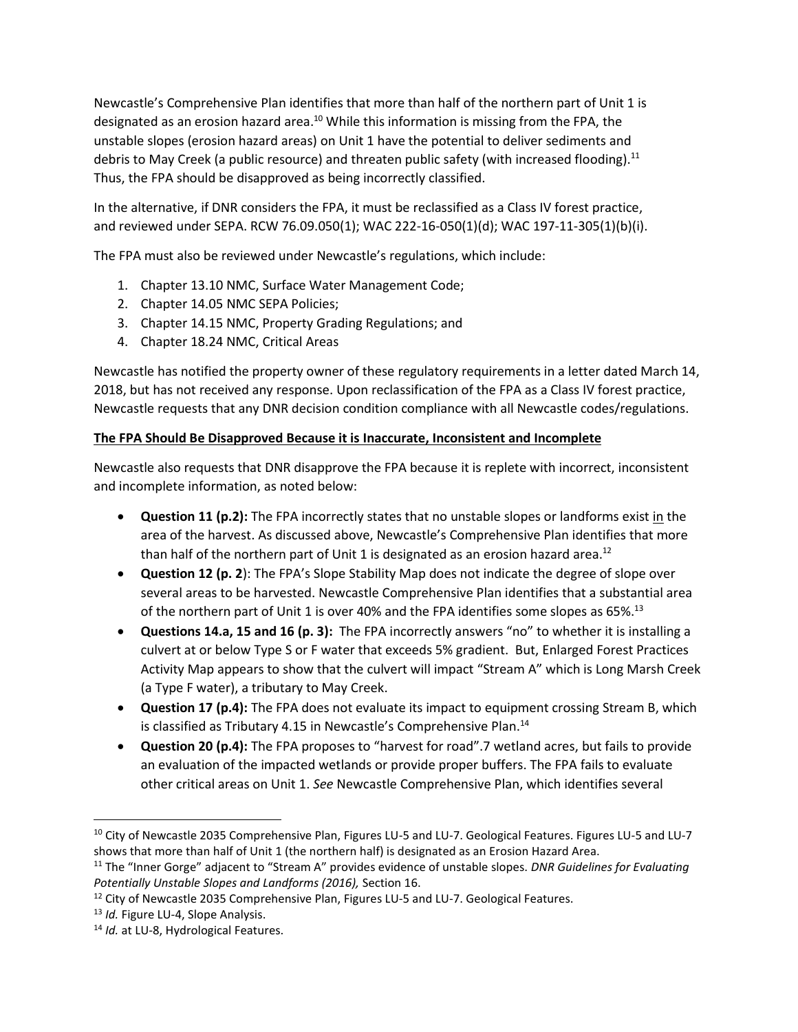Newcastle's Comprehensive Plan identifies that more than half of the northern part of Unit 1 is designated as an erosion hazard area.[10] While this information is missing from the FPA, the unstable slopes (erosion hazard areas) on Unit 1 have the potential to deliver sediments and debris to May Creek (a public resource) and threaten public safety (with increased flooding).[11] Thus, the FPA should be disapproved as being incorrectly classified.

In the alternative, if DNR considers the FPA, it must be reclassified as a Class IV forest practice, and reviewed under SEPA. RCW 76.09.050(1); WAC 222-16-050(1)(d); WAC 197-11-305(1)(b)(i).

The FPA must also be reviewed under Newcastle's regulations, which include:

1. Chapter 13.10 NMC, Surface Water Management Code;
2. Chapter 14.05 NMC SEPA Policies;
3. Chapter 14.15 NMC, Property Grading Regulations; and
4. Chapter 18.24 NMC, Critical Areas

Newcastle has notified the property owner of these regulatory requirements in a letter dated March 14, 2018, but has not received any response. Upon reclassification of the FPA as a Class IV forest practice, Newcastle requests that any DNR decision condition compliance with all Newcastle codes/regulations.

**The FPA Should Be Disapproved Because it is Inaccurate, Inconsistent and Incomplete**

Newcastle also requests that DNR disapprove the FPA because it is replete with incorrect, inconsistent and incomplete information, as noted below:

- **Question 11 (p.2):** The FPA incorrectly states that no unstable slopes or landforms exist in the area of the harvest. As discussed above, Newcastle's Comprehensive Plan identifies that more than half of the northern part of Unit 1 is designated as an erosion hazard area.[12]
- **Question 12 (p. 2):** The FPA's Slope Stability Map does not indicate the degree of slope over several areas to be harvested. Newcastle Comprehensive Plan identifies that a substantial area of the northern part of Unit 1 is over 40% and the FPA identifies some slopes as 65%.[13]
- **Questions 14.a, 15 and 16 (p. 3):** The FPA incorrectly answers "no" to whether it is installing a culvert at or below Type S or F water that exceeds 5% gradient. But, Enlarged Forest Practices Activity Map appears to show that the culvert will impact "Stream A" which is Long Marsh Creek (a Type F water), a tributary to May Creek.
- **Question 17 (p.4):** The FPA does not evaluate its impact to equipment crossing Stream B, which is classified as Tributary 4.15 in Newcastle's Comprehensive Plan.[14]
- **Question 20 (p.4):** The FPA proposes to "harvest for road".7 wetland acres, but fails to provide an evaluation of the impacted wetlands or provide proper buffers. The FPA fails to evaluate other critical areas on Unit 1. *See* Newcastle Comprehensive Plan, which identifies several

---

[10] City of Newcastle 2035 Comprehensive Plan, Figures LU-5 and LU-7. Geological Features. Figures LU-5 and LU-7 shows that more than half of Unit 1 (the northern half) is designated as an Erosion Hazard Area.

[11] The "Inner Gorge" adjacent to "Stream A" provides evidence of unstable slopes. *DNR Guidelines for Evaluating Potentially Unstable Slopes and Landforms (2016),* Section 16.

[12] City of Newcastle 2035 Comprehensive Plan, Figures LU-5 and LU-7. Geological Features.

[13] *Id.* Figure LU-4, Slope Analysis.

[14] *Id.* at LU-8, Hydrological Features.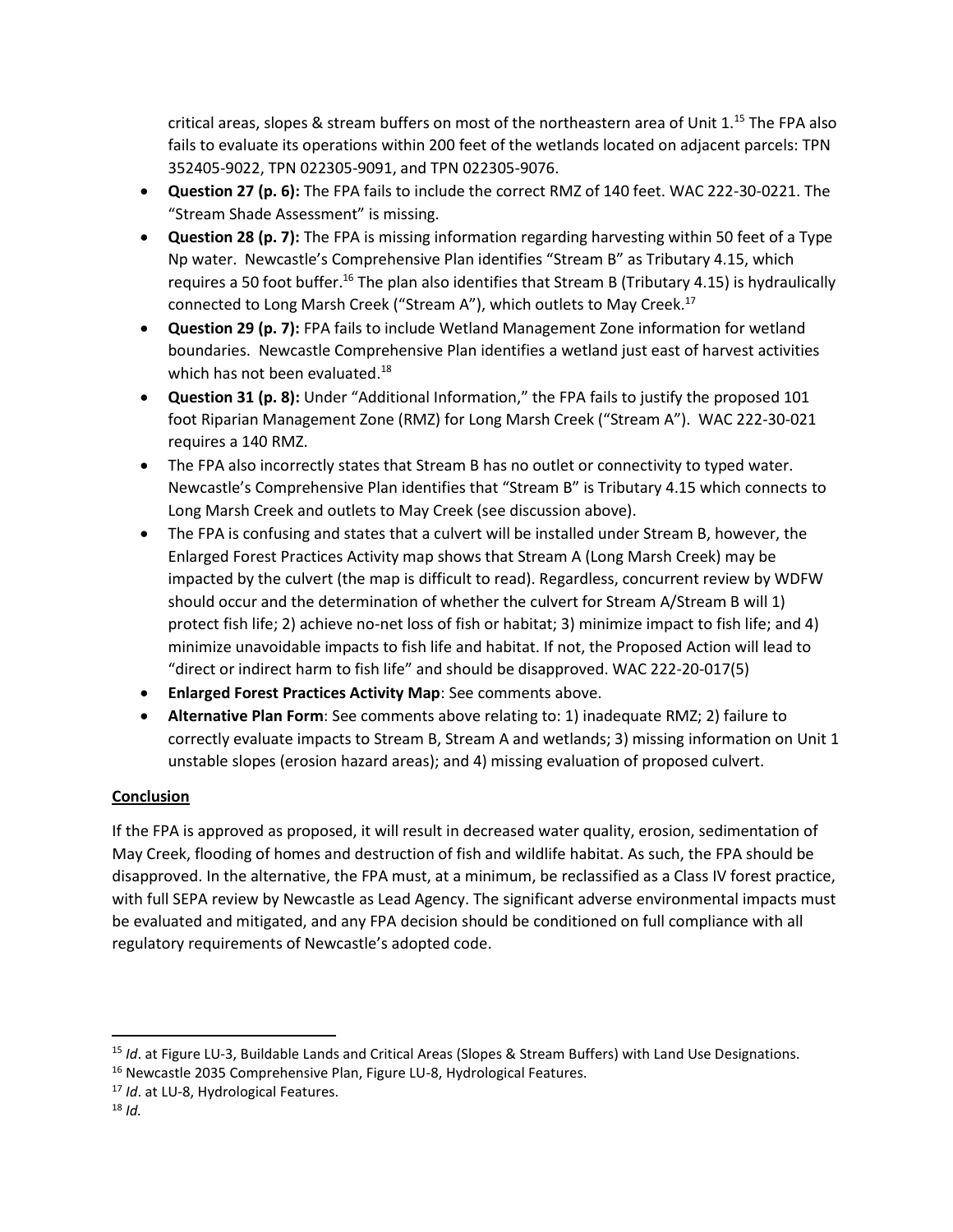critical areas, slopes & stream buffers on most of the northeastern area of Unit 1.[15] The FPA also fails to evaluate its operations within 200 feet of the wetlands located on adjacent parcels: TPN 352405-9022, TPN 022305-9091, and TPN 022305-9076.

- **Question 27 (p. 6):** The FPA fails to include the correct RMZ of 140 feet. WAC 222-30-0221. The "Stream Shade Assessment" is missing.
- **Question 28 (p. 7):** The FPA is missing information regarding harvesting within 50 feet of a Type Np water. Newcastle's Comprehensive Plan identifies "Stream B" as Tributary 4.15, which requires a 50 foot buffer.[16] The plan also identifies that Stream B (Tributary 4.15) is hydraulically connected to Long Marsh Creek ("Stream A"), which outlets to May Creek.[17]
- **Question 29 (p. 7):** FPA fails to include Wetland Management Zone information for wetland boundaries. Newcastle Comprehensive Plan identifies a wetland just east of harvest activities which has not been evaluated.[18]
- **Question 31 (p. 8):** Under "Additional Information," the FPA fails to justify the proposed 101 foot Riparian Management Zone (RMZ) for Long Marsh Creek ("Stream A"). WAC 222-30-021 requires a 140 RMZ.
- The FPA also incorrectly states that Stream B has no outlet or connectivity to typed water. Newcastle's Comprehensive Plan identifies that "Stream B" is Tributary 4.15 which connects to Long Marsh Creek and outlets to May Creek (see discussion above).
- The FPA is confusing and states that a culvert will be installed under Stream B, however, the Enlarged Forest Practices Activity map shows that Stream A (Long Marsh Creek) may be impacted by the culvert (the map is difficult to read). Regardless, concurrent review by WDFW should occur and the determination of whether the culvert for Stream A/Stream B will 1) protect fish life; 2) achieve no-net loss of fish or habitat; 3) minimize impact to fish life; and 4) minimize unavoidable impacts to fish life and habitat. If not, the Proposed Action will lead to "direct or indirect harm to fish life" and should be disapproved. WAC 222-20-017(5)
- **Enlarged Forest Practices Activity Map**: See comments above.
- **Alternative Plan Form**: See comments above relating to: 1) inadequate RMZ; 2) failure to correctly evaluate impacts to Stream B, Stream A and wetlands; 3) missing information on Unit 1 unstable slopes (erosion hazard areas); and 4) missing evaluation of proposed culvert.

## Conclusion

If the FPA is approved as proposed, it will result in decreased water quality, erosion, sedimentation of May Creek, flooding of homes and destruction of fish and wildlife habitat. As such, the FPA should be disapproved. In the alternative, the FPA must, at a minimum, be reclassified as a Class IV forest practice, with full SEPA review by Newcastle as Lead Agency. The significant adverse environmental impacts must be evaluated and mitigated, and any FPA decision should be conditioned on full compliance with all regulatory requirements of Newcastle's adopted code.

---

[15] *Id*. at Figure LU-3, Buildable Lands and Critical Areas (Slopes & Stream Buffers) with Land Use Designations.

[16] Newcastle 2035 Comprehensive Plan, Figure LU-8, Hydrological Features.

[17] *Id*. at LU-8, Hydrological Features.

[18] *Id.*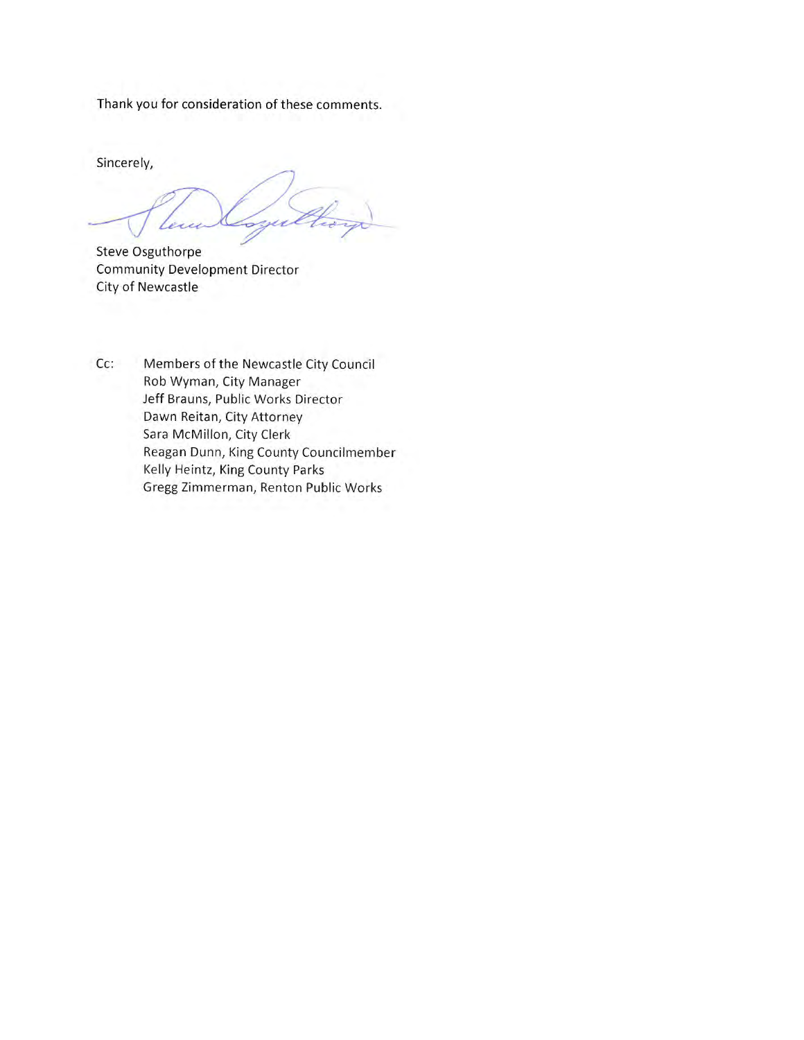Thank you for consideration of these comments.

Sincerely,

Steve Osguthorpe
Community Development Director
City of Newcastle

Cc: Members of the Newcastle City Council
Rob Wyman, City Manager
Jeff Brauns, Public Works Director
Dawn Reitan, City Attorney
Sara McMillon, City Clerk
Reagan Dunn, King County Councilmember
Kelly Heintz, King County Parks
Gregg Zimmerman, Renton Public Works